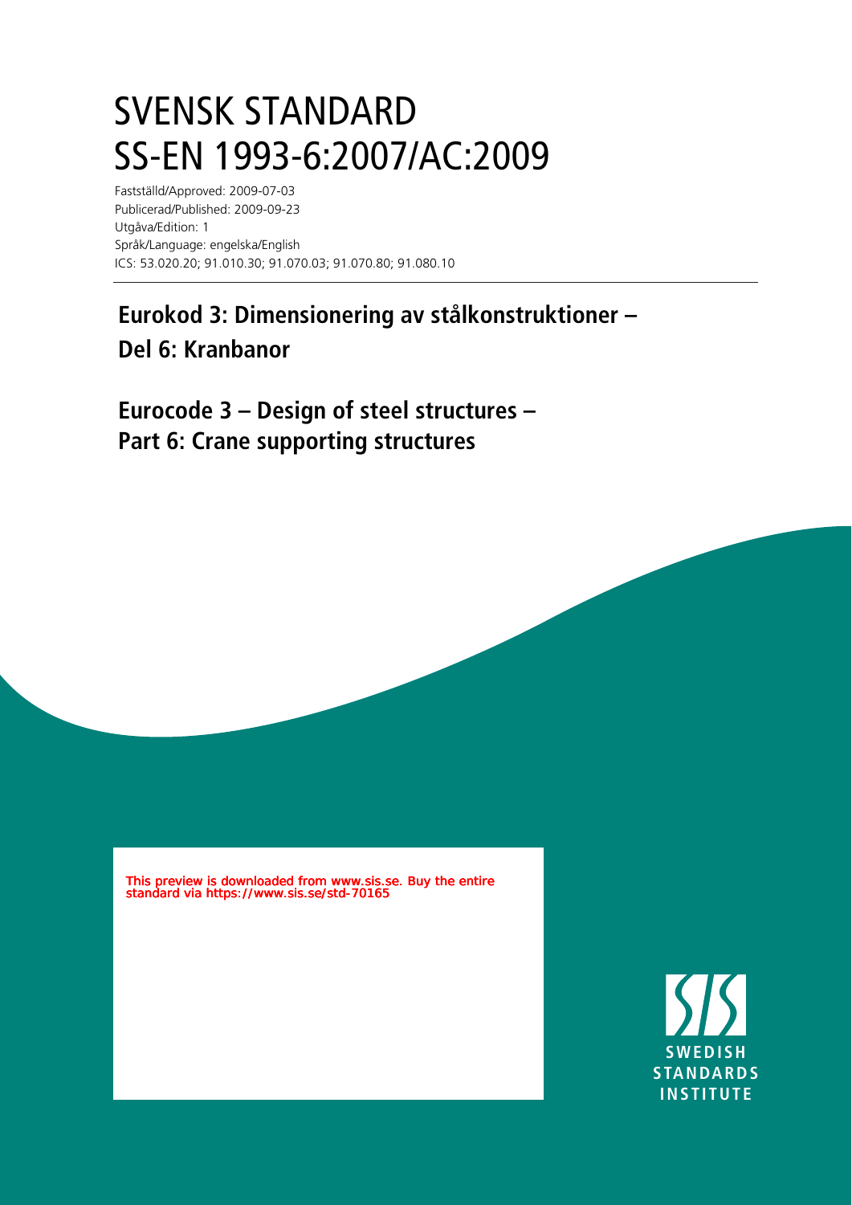# SVENSK STANDARD
# SS-EN 1993-6:2007/AC:2009

Fastställd/Approved: 2009-07-03
Publicerad/Published: 2009-09-23
Utgåva/Edition: 1
Språk/Language: engelska/English
ICS: 53.020.20; 91.010.30; 91.070.03; 91.070.80; 91.080.10

## Eurokod 3: Dimensionering av stålkonstruktioner – Del 6: Kranbanor

## Eurocode 3 – Design of steel structures – Part 6: Crane supporting structures

This preview is downloaded from www.sis.se. Buy the entire standard via https://www.sis.se/std-70165

SWEDISH STANDARDS INSTITUTE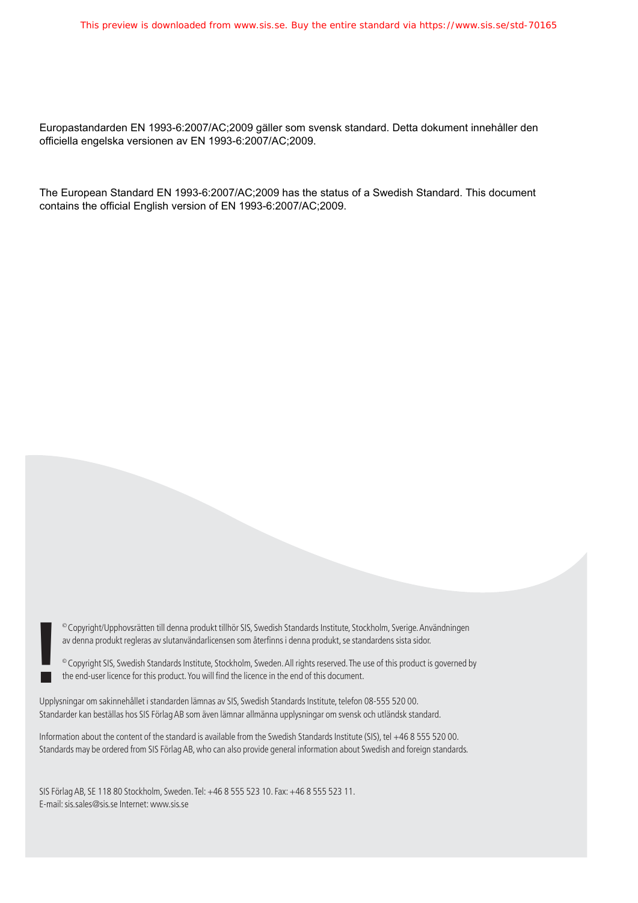Europastandarden EN 1993-6:2007/AC;2009 gäller som svensk standard. Detta dokument innehåller den officiella engelska versionen av EN 1993-6:2007/AC;2009.

The European Standard EN 1993-6:2007/AC;2009 has the status of a Swedish Standard. This document contains the official English version of EN 1993-6:2007/AC;2009.

© Copyright/Upphovsrätten till denna produkt tillhör SIS, Swedish Standards Institute, Stockholm, Sverige. Användningen av denna produkt regleras av slutanvändarlicensen som återfinns i denna produkt, se standardens sista sidor.

© Copyright SIS, Swedish Standards Institute, Stockholm, Sweden. All rights reserved. The use of this product is governed by the end-user licence for this product. You will find the licence in the end of this document.

Upplysningar om sakinnehållet i standarden lämnas av SIS, Swedish Standards Institute, telefon 08-555 520 00. Standarder kan beställas hos SIS Förlag AB som även lämnar allmänna upplysningar om svensk och utländsk standard.

Information about the content of the standard is available from the Swedish Standards Institute (SIS), tel +46 8 555 520 00. Standards may be ordered from SIS Förlag AB, who can also provide general information about Swedish and foreign standards.

SIS Förlag AB, SE 118 80 Stockholm, Sweden. Tel: +46 8 555 523 10. Fax: +46 8 555 523 11.
E-mail: sis.sales@sis.se Internet: www.sis.se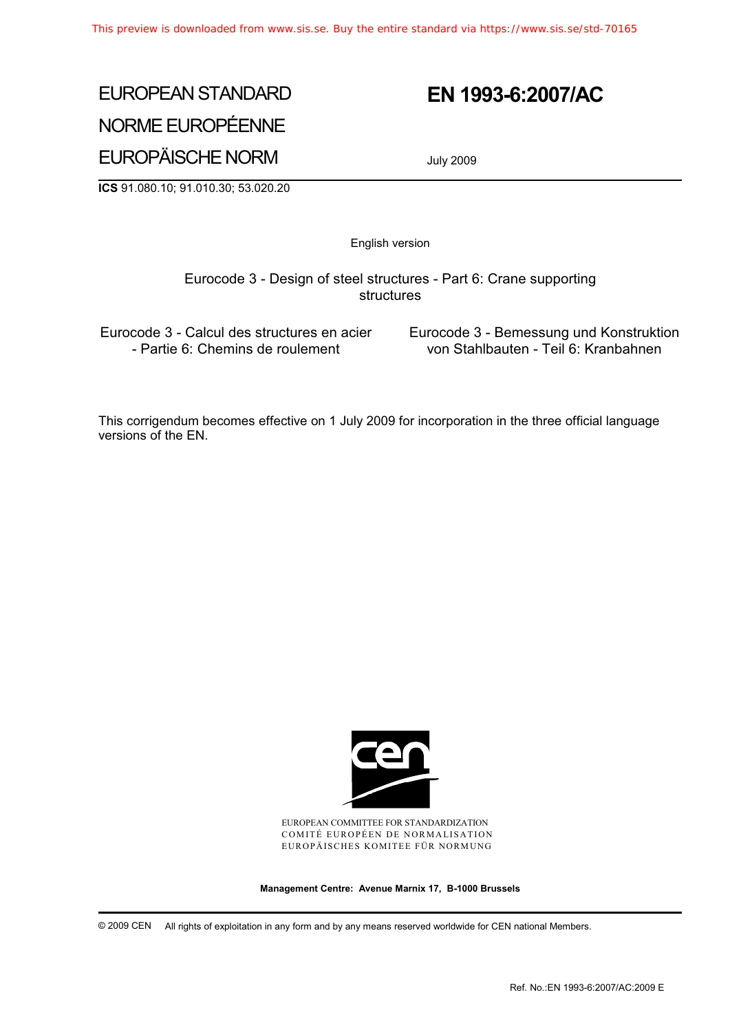EUROPEAN STANDARD

NORME EUROPÉENNE

EUROPÄISCHE NORM

# EN 1993-6:2007/AC

July 2009

**ICS** 91.080.10; 91.010.30; 53.020.20

English version

Eurocode 3 - Design of steel structures - Part 6: Crane supporting structures

Eurocode 3 - Calcul des structures en acier - Partie 6: Chemins de roulement

Eurocode 3 - Bemessung und Konstruktion von Stahlbauten - Teil 6: Kranbahnen

This corrigendum becomes effective on 1 July 2009 for incorporation in the three official language versions of the EN.

EUROPEAN COMMITTEE FOR STANDARDIZATION

COMITÉ EUROPÉEN DE NORMALISATION

EUROPÄISCHES KOMITEE FÜR NORMUNG

**Management Centre: Avenue Marnix 17, B-1000 Brussels**

© 2009 CEN All rights of exploitation in any form and by any means reserved worldwide for CEN national Members.

Ref. No.:EN 1993-6:2007/AC:2009 E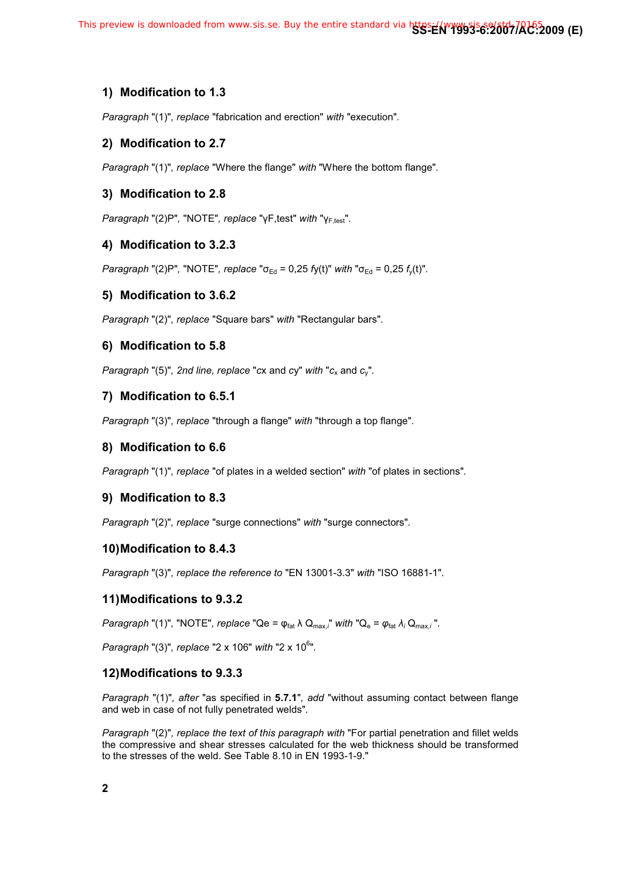## 1) Modification to 1.3

*Paragraph* "(1)", *replace* "fabrication and erection" *with* "execution".

## 2) Modification to 2.7

*Paragraph* "(1)", *replace* "Where the flange" *with* "Where the bottom flange".

## 3) Modification to 2.8

*Paragraph* "(2)P", "NOTE", *replace* "γF,test" *with* "$\gamma_{F,test}$".

## 4) Modification to 3.2.3

*Paragraph* "(2)P", "NOTE", *replace* "$\sigma_{Ed}$ = 0,25 *f*y(t)" *with* "$\sigma_{Ed} = 0{,}25\ f_y(t)$".

## 5) Modification to 3.6.2

*Paragraph* "(2)", *replace* "Square bars" *with* "Rectangular bars".

## 6) Modification to 5.8

*Paragraph* "(5)", *2nd line, replace* "*c*x and *c*y" *with* "$c_x$ and $c_y$".

## 7) Modification to 6.5.1

*Paragraph* "(3)", *replace* "through a flange" *with* "through a top flange".

## 8) Modification to 6.6

*Paragraph* "(1)", *replace* "of plates in a welded section" *with* "of plates in sections".

## 9) Modification to 8.3

*Paragraph* "(2)", *replace* "surge connections" *with* "surge connectors".

## 10) Modification to 8.4.3

*Paragraph* "(3)", *replace the reference to* "EN 13001-3.3" *with* "ISO 16881-1".

## 11) Modifications to 9.3.2

*Paragraph* "(1)", "NOTE", *replace* "Qe = $\varphi_{fat}$ λ $Q_{max,i}$" *with* "$Q_e = \varphi_{fat}\ \lambda_i\ Q_{max,i}$".

*Paragraph* "(3)", *replace* "2 x 106" *with* "2 x $10^6$".

## 12) Modifications to 9.3.3

*Paragraph* "(1)", *after* "as specified in **5.7.1**", *add* "without assuming contact between flange and web in case of not fully penetrated welds".

*Paragraph* "(2)", *replace the text of this paragraph with* "For partial penetration and fillet welds the compressive and shear stresses calculated for the web thickness should be transformed to the stresses of the weld. See Table 8.10 in EN 1993-1-9."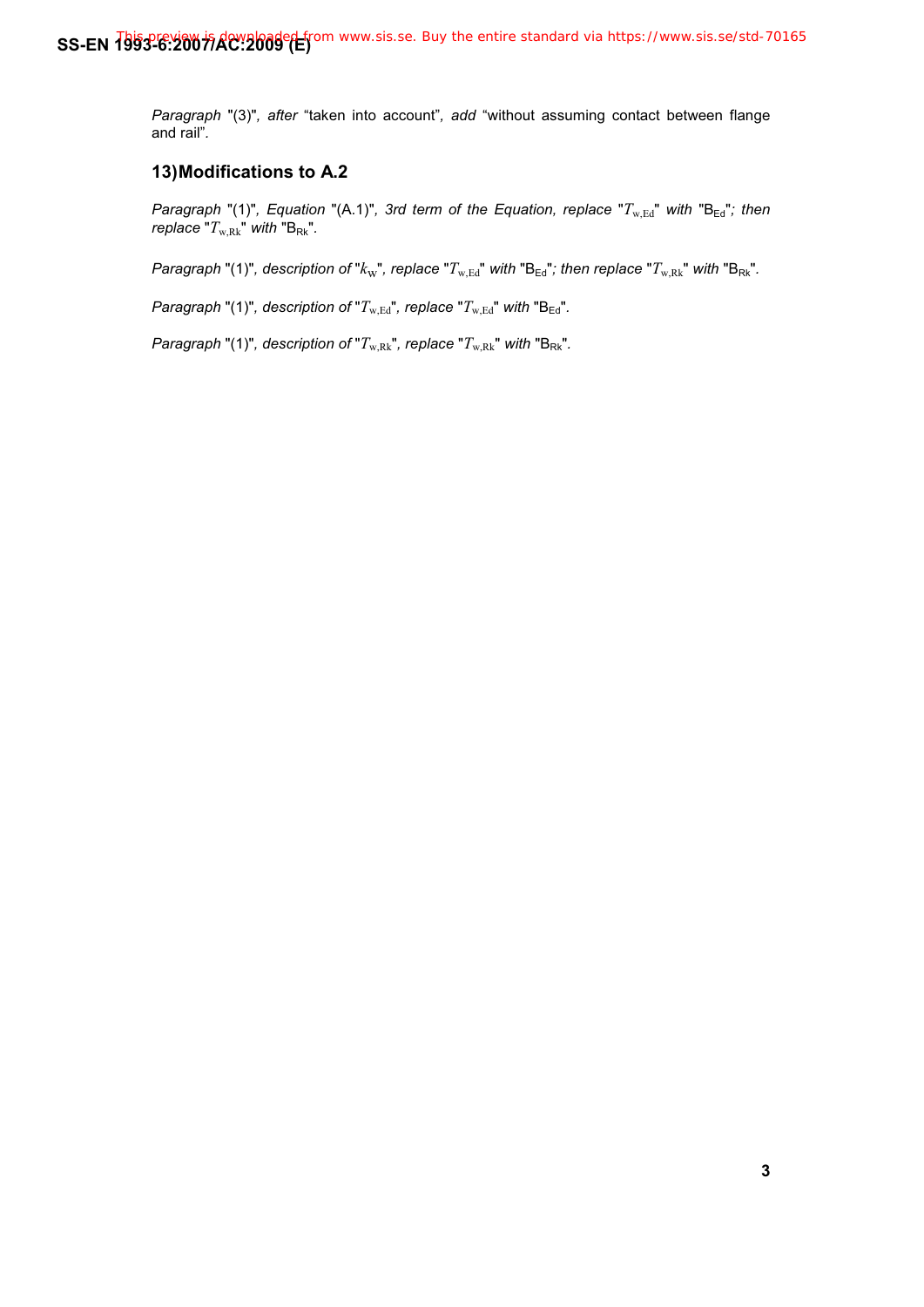*Paragraph* "(3)", *after* “taken into account”, *add* “without assuming contact between flange and rail”.

## 13) Modifications to A.2

*Paragraph* "(1)", *Equation* "(A.1)", *3rd term of the Equation, replace* "$T_{w,Ed}$" *with* "$B_{Ed}$"*; then replace* "$T_{w,Rk}$" *with* "$B_{Rk}$".

*Paragraph* "(1)", *description of* "$k_W$", *replace* "$T_{w,Ed}$" *with* "$B_{Ed}$"*; then replace* "$T_{w,Rk}$" *with* "$B_{Rk}$".

*Paragraph* "(1)", *description of* "$T_{w,Ed}$", *replace* "$T_{w,Ed}$" *with* "$B_{Ed}$".

*Paragraph* "(1)", *description of* "$T_{w,Rk}$", *replace* "$T_{w,Rk}$" *with* "$B_{Rk}$".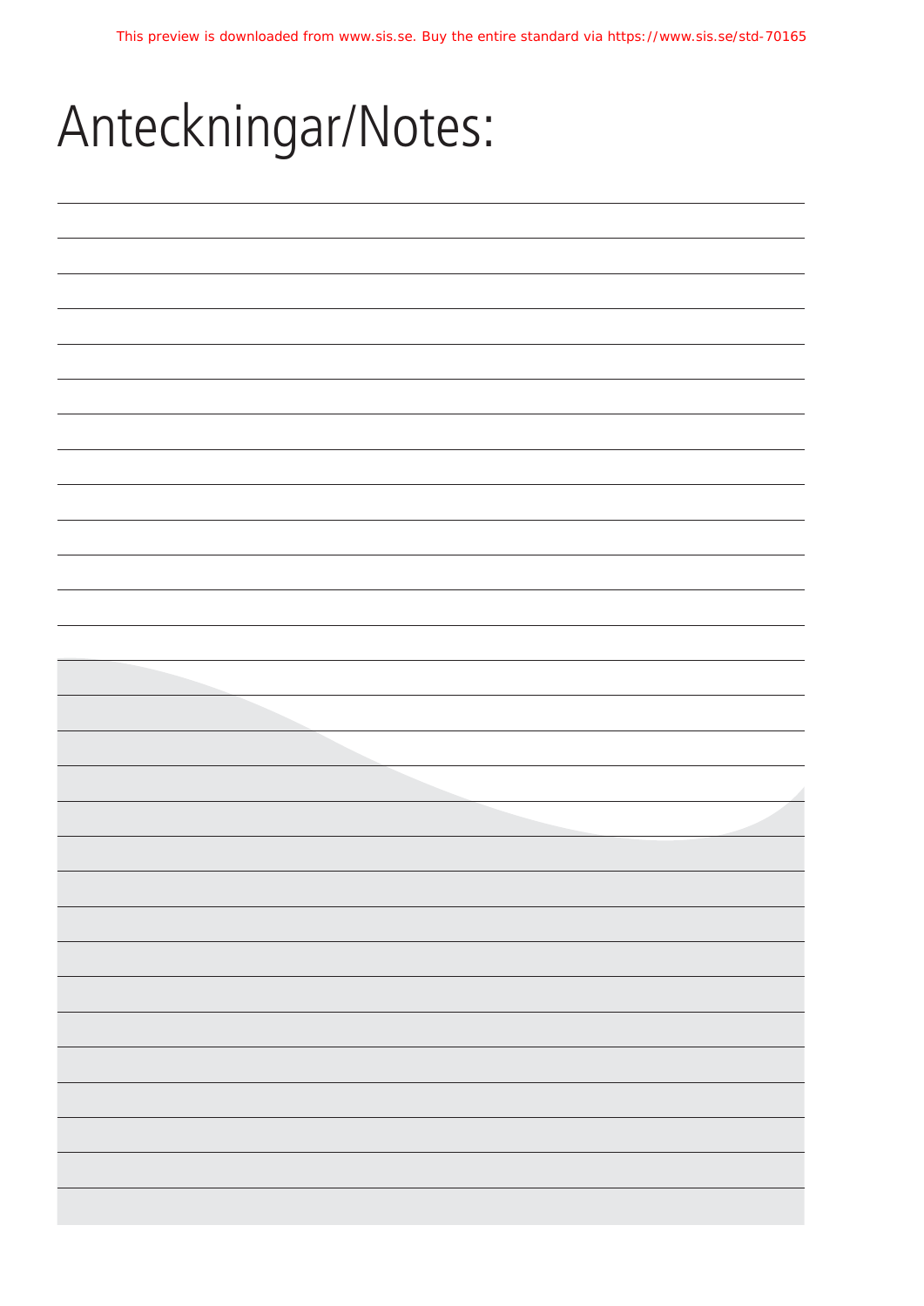# Anteckningar/Notes: